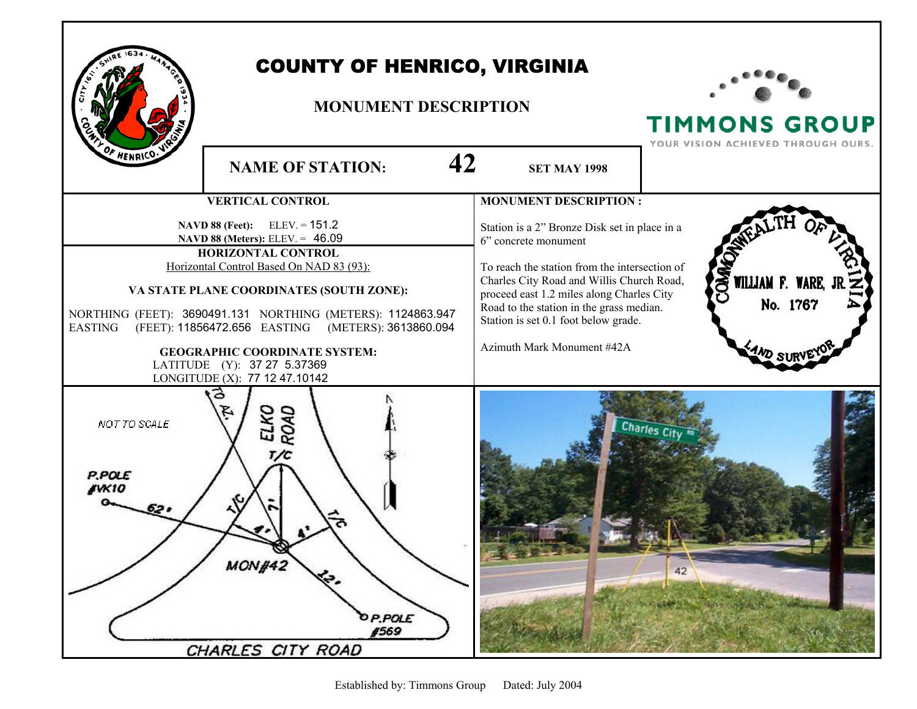# COUNTY OF HENRICO, VIRGINIA

## MONUMENT DESCRIPTION

**NAME OF STATION:** **42** **SET MAY 1998**

### VERTICAL CONTROL

**NAVD 88 (Feet):** ELEV. = 151.2
**NAVD 88 (Meters):** ELEV. = 46.09

### HORIZONTAL CONTROL

Horizontal Control Based On NAD 83 (93):

**VA STATE PLANE COORDINATES (SOUTH ZONE):**

NORTHING (FEET): 3690491.131 NORTHING (METERS): 1124863.947
EASTING (FEET): 11856472.656 EASTING (METERS): 3613860.094

**GEOGRAPHIC COORDINATE SYSTEM:**
LATITUDE (Y): 37 27 5.37369
LONGITUDE (X): 77 12 47.10142

### MONUMENT DESCRIPTION :

Station is a 2" Bronze Disk set in place in a 6" concrete monument

To reach the station from the intersection of Charles City Road and Willis Church Road, proceed east 1.2 miles along Charles City Road to the station in the grass median. Station is set 0.1 foot below grade.

Azimuth Mark Monument #42A

COMMONWEALTH OF VIRGINIA
WILLIAM F. WARE, JR.
No. 1767
LAND SURVEYOR

NOT TO SCALE

TO AZ.
ELKO ROAD
T/C
P.POLE #VK10
62'
T/C
7'
4'
4'
T/C
MON#42
12'
P.POLE #569
CHARLES CITY ROAD

Established by: Timmons Group Dated: July 2004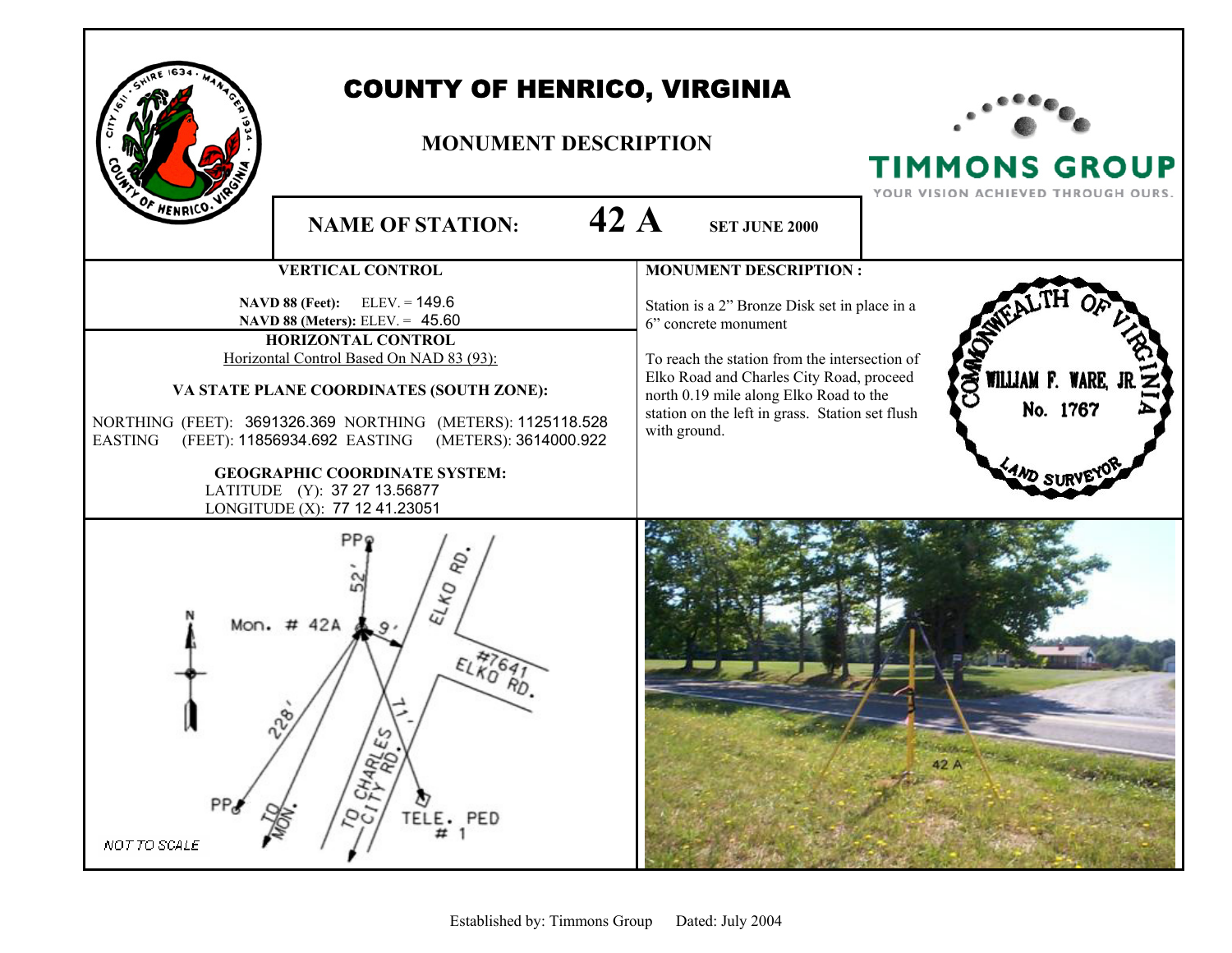# COUNTY OF HENRICO, VIRGINIA

## MONUMENT DESCRIPTION

TIMMONS GROUP
YOUR VISION ACHIEVED THROUGH OURS.

**NAME OF STATION:** **42 A** **SET JUNE 2000**

**VERTICAL CONTROL**

**NAVD 88 (Feet):** ELEV. = 149.6
**NAVD 88 (Meters):** ELEV. = 45.60

**HORIZONTAL CONTROL**

Horizontal Control Based On NAD 83 (93):

**VA STATE PLANE COORDINATES (SOUTH ZONE):**

NORTHING (FEET): 3691326.369 NORTHING (METERS): 1125118.528
EASTING (FEET): 11856934.692 EASTING (METERS): 3614000.922

**GEOGRAPHIC COORDINATE SYSTEM:**

LATITUDE (Y): 37 27 13.56877
LONGITUDE (X): 77 12 41.23051

**MONUMENT DESCRIPTION :**

Station is a 2" Bronze Disk set in place in a 6" concrete monument

To reach the station from the intersection of Elko Road and Charles City Road, proceed north 0.19 mile along Elko Road to the station on the left in grass. Station set flush with ground.

COMMONWEALTH OF VIRGINIA
WILLIAM F. WARE, JR.
No. 1767
LAND SURVEYOR

PP
52'
ELKO RD.
N
Mon. # 42A
9'
#7641 ELKO RD.
228'
71'
PP
TO MON.
TO CHARLES CITY RD.
TELE. PED # 1
NOT TO SCALE

42 A

Established by: Timmons Group Dated: July 2004